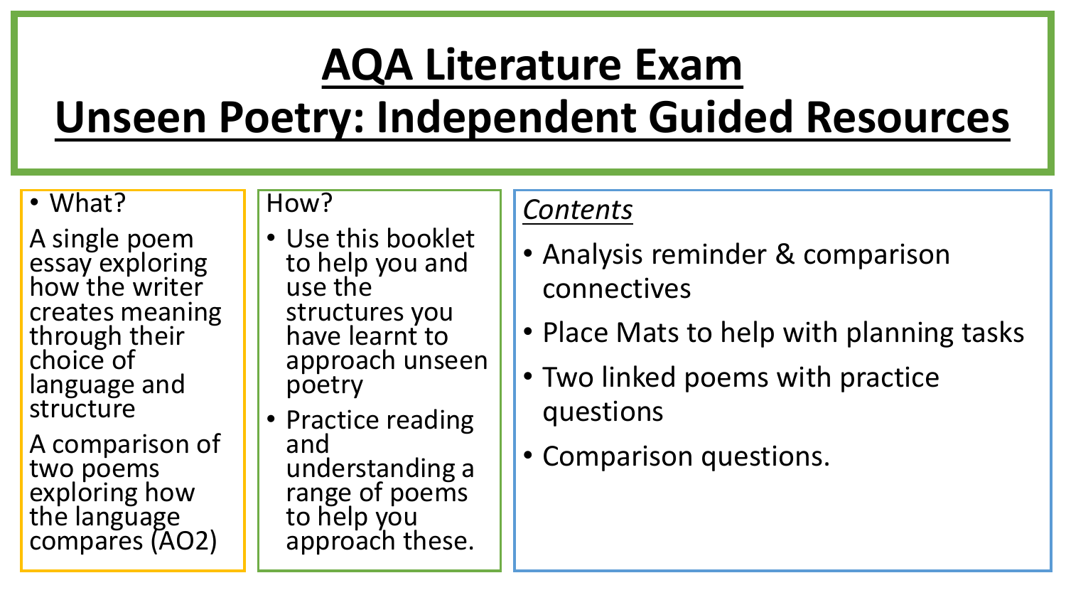# AQA Literature Exam
# Unseen Poetry: Independent Guided Resources

- What?

A single poem essay exploring how the writer creates meaning through their choice of language and structure

A comparison of two poems exploring how the language compares (AO2)

How?

- Use this booklet to help you and use the structures you have learnt to approach unseen poetry
- Practice reading and understanding a range of poems to help you approach these.

*Contents*

- Analysis reminder & comparison connectives
- Place Mats to help with planning tasks
- Two linked poems with practice questions
- Comparison questions.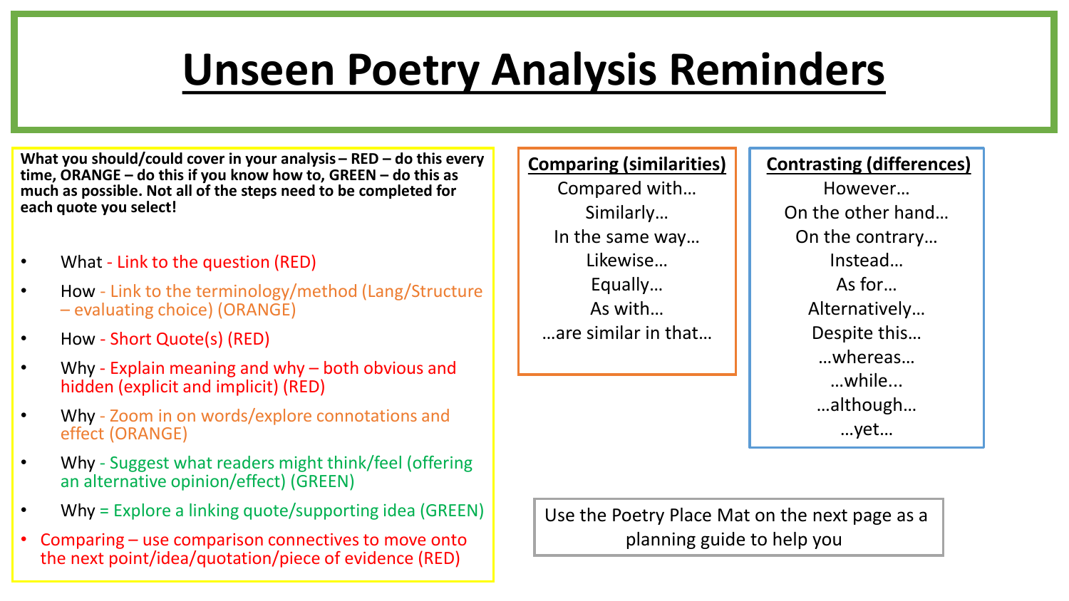# Unseen Poetry Analysis Reminders

**What you should/could cover in your analysis – RED – do this every time, ORANGE – do this if you know how to, GREEN – do this as much as possible. Not all of the steps need to be completed for each quote you select!**

- What - Link to the question (RED)
- How - Link to the terminology/method (Lang/Structure – evaluating choice) (ORANGE)
- How - Short Quote(s) (RED)
- Why - Explain meaning and why – both obvious and hidden (explicit and implicit) (RED)
- Why - Zoom in on words/explore connotations and effect (ORANGE)
- Why - Suggest what readers might think/feel (offering an alternative opinion/effect) (GREEN)
- Why = Explore a linking quote/supporting idea (GREEN)
- Comparing – use comparison connectives to move onto the next point/idea/quotation/piece of evidence (RED)

**Comparing (similarities)**

Compared with…
Similarly…
In the same way…
Likewise…
Equally…
As with…
…are similar in that…

**Contrasting (differences)**

However…
On the other hand…
On the contrary…
Instead…
As for…
Alternatively…
Despite this…
…whereas…
…while...
…although…
…yet…

Use the Poetry Place Mat on the next page as a planning guide to help you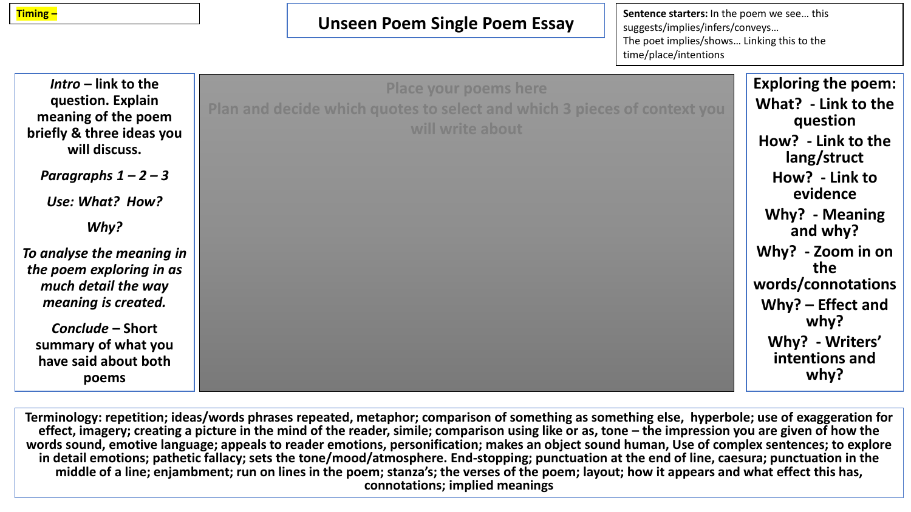**Timing –**

# Unseen Poem Single Poem Essay

**Sentence starters:** In the poem we see… this suggests/implies/infers/conveys…
The poet implies/shows… Linking this to the time/place/intentions

***Intro*** **– link to the question. Explain meaning of the poem briefly & three ideas you will discuss.**

***Paragraphs 1 – 2 – 3***

***Use: What? How?***

***Why?***

***To analyse the meaning in the poem exploring in as much detail the way meaning is created.***

***Conclude*** **– Short summary of what you have said about both poems**

Place your poems here
Plan and decide which quotes to select and which 3 pieces of context you will write about

**Exploring the poem:**

**What? - Link to the question**

**How? - Link to the lang/struct**

**How? - Link to evidence**

**Why? - Meaning and why?**

**Why? - Zoom in on the words/connotations**

**Why? – Effect and why?**

**Why? - Writers' intentions and why?**

**Terminology: repetition; ideas/words phrases repeated, metaphor; comparison of something as something else, hyperbole; use of exaggeration for effect, imagery; creating a picture in the mind of the reader, simile; comparison using like or as, tone – the impression you are given of how the words sound, emotive language; appeals to reader emotions, personification; makes an object sound human, Use of complex sentences; to explore in detail emotions; pathetic fallacy; sets the tone/mood/atmosphere. End-stopping; punctuation at the end of line, caesura; punctuation in the middle of a line; enjambment; run on lines in the poem; stanza's; the verses of the poem; layout; how it appears and what effect this has, connotations; implied meanings**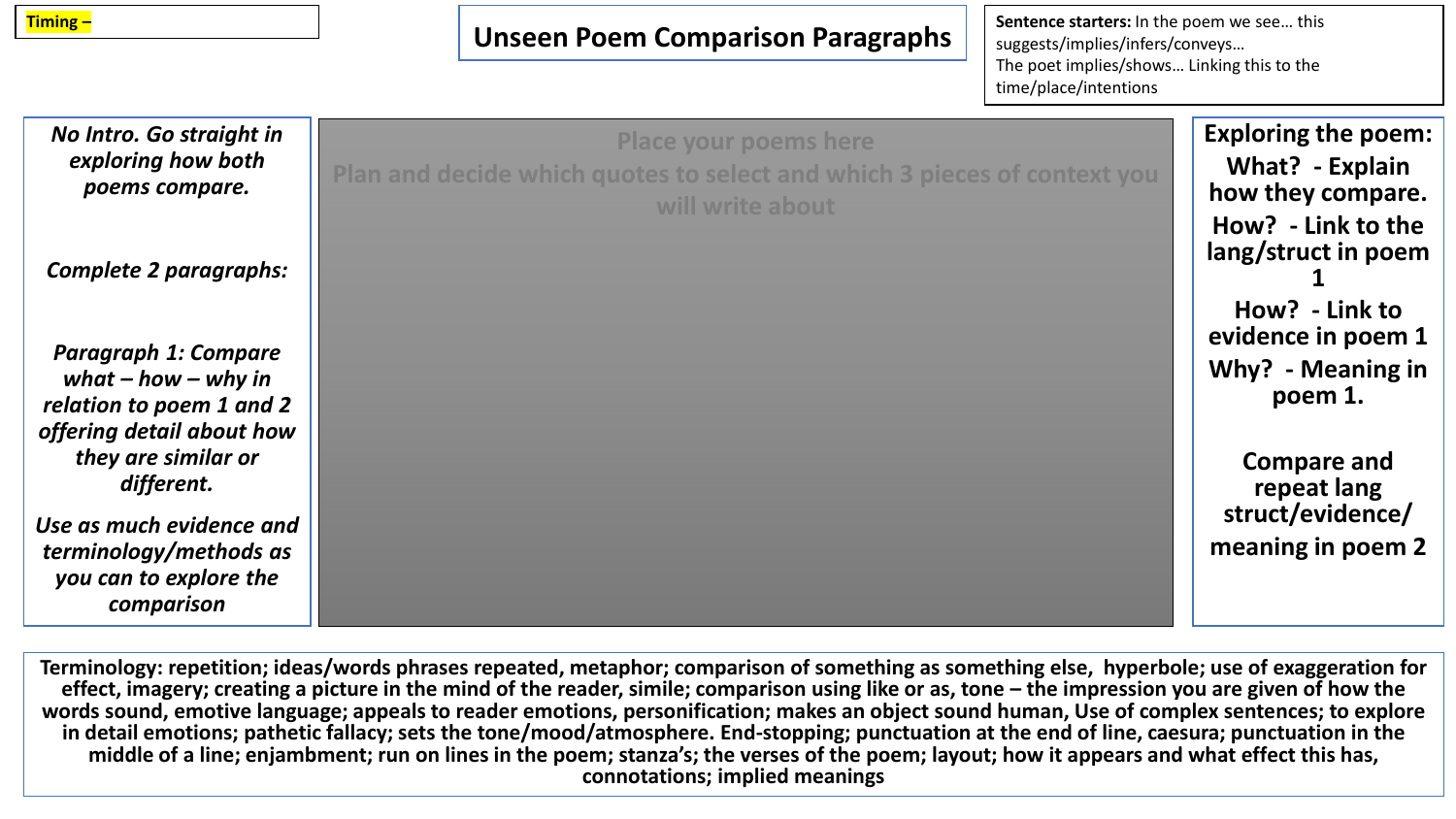**Timing –**

# Unseen Poem Comparison Paragraphs

**Sentence starters:** In the poem we see… this suggests/implies/infers/conveys…
The poet implies/shows… Linking this to the time/place/intentions

*No Intro. Go straight in exploring how both poems compare.*

*Complete 2 paragraphs:*

*Paragraph 1: Compare what – how – why in relation to poem 1 and 2 offering detail about how they are similar or different.*

*Use as much evidence and terminology/methods as you can to explore the comparison*

Place your poems here
Plan and decide which quotes to select and which 3 pieces of context you will write about

**Exploring the poem:**

**What? - Explain how they compare.**

**How? - Link to the lang/struct in poem 1**

**How? - Link to evidence in poem 1**

**Why? - Meaning in poem 1.**

**Compare and repeat lang struct/evidence/ meaning in poem 2**

**Terminology: repetition; ideas/words phrases repeated, metaphor; comparison of something as something else, hyperbole; use of exaggeration for effect, imagery; creating a picture in the mind of the reader, simile; comparison using like or as, tone – the impression you are given of how the words sound, emotive language; appeals to reader emotions, personification; makes an object sound human, Use of complex sentences; to explore in detail emotions; pathetic fallacy; sets the tone/mood/atmosphere. End-stopping; punctuation at the end of line, caesura; punctuation in the middle of a line; enjambment; run on lines in the poem; stanza's; the verses of the poem; layout; how it appears and what effect this has, connotations; implied meanings**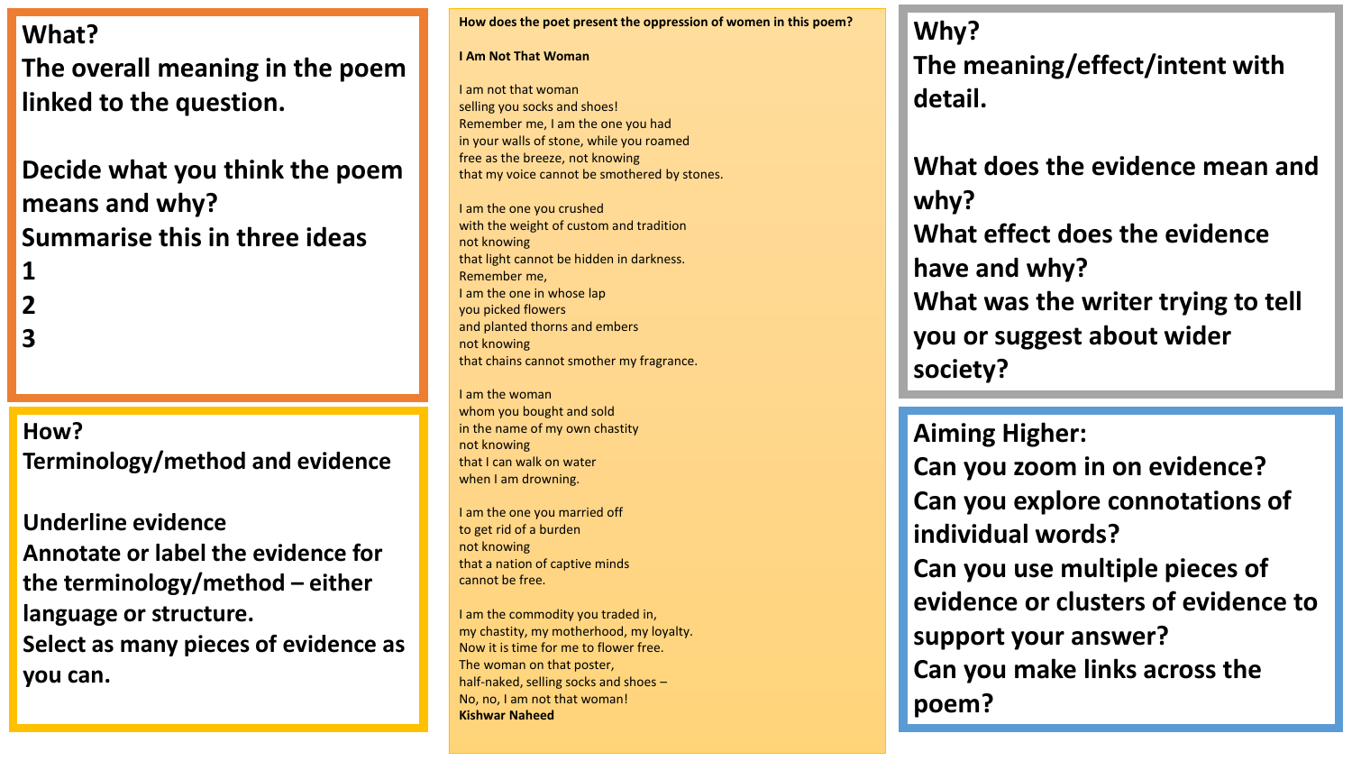**What?**
**The overall meaning in the poem linked to the question.**

**Decide what you think the poem means and why?**
**Summarise this in three ideas**
**1**
**2**
**3**

**How?**
**Terminology/method and evidence**

**Underline evidence**
**Annotate or label the evidence for the terminology/method – either language or structure.**
**Select as many pieces of evidence as you can.**

**How does the poet present the oppression of women in this poem?**

**I Am Not That Woman**

I am not that woman
selling you socks and shoes!
Remember me, I am the one you had
in your walls of stone, while you roamed
free as the breeze, not knowing
that my voice cannot be smothered by stones.

I am the one you crushed
with the weight of custom and tradition
not knowing
that light cannot be hidden in darkness.
Remember me,
I am the one in whose lap
you picked flowers
and planted thorns and embers
not knowing
that chains cannot smother my fragrance.

I am the woman
whom you bought and sold
in the name of my own chastity
not knowing
that I can walk on water
when I am drowning.

I am the one you married off
to get rid of a burden
not knowing
that a nation of captive minds
cannot be free.

I am the commodity you traded in,
my chastity, my motherhood, my loyalty.
Now it is time for me to flower free.
The woman on that poster,
half-naked, selling socks and shoes –
No, no, I am not that woman!
**Kishwar Naheed**

**Why?**
**The meaning/effect/intent with detail.**

**What does the evidence mean and why?**
**What effect does the evidence have and why?**
**What was the writer trying to tell you or suggest about wider society?**

**Aiming Higher:**
**Can you zoom in on evidence?**
**Can you explore connotations of individual words?**
**Can you use multiple pieces of evidence or clusters of evidence to support your answer?**
**Can you make links across the poem?**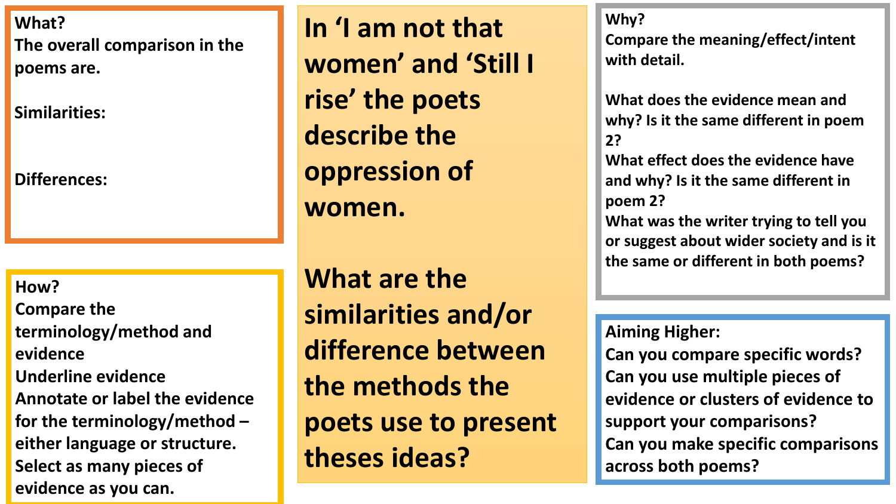**In ‘I am not that women’ and ‘Still I rise’ the poets describe the oppression of women.**

**What are the similarities and/or difference between the methods the poets use to present theses ideas?**

**What?**
The overall comparison in the poems are.

Similarities:

Differences:

**How?**
Compare the terminology/method and evidence
Underline evidence
Annotate or label the evidence for the terminology/method – either language or structure.
Select as many pieces of evidence as you can.

**Why?**
Compare the meaning/effect/intent with detail.

What does the evidence mean and why? Is it the same different in poem 2?
What effect does the evidence have and why? Is it the same different in poem 2?
What was the writer trying to tell you or suggest about wider society and is it the same or different in both poems?

**Aiming Higher:**
Can you compare specific words?
Can you use multiple pieces of evidence or clusters of evidence to support your comparisons?
Can you make specific comparisons across both poems?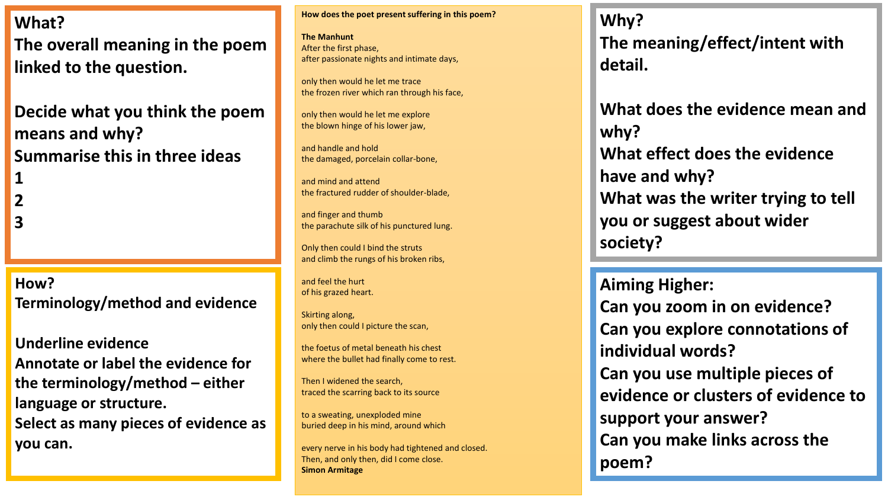## What?

**The overall meaning in the poem linked to the question.**

**Decide what you think the poem means and why?**
**Summarise this in three ideas**
**1**
**2**
**3**

## How?

**Terminology/method and evidence**

**Underline evidence**
**Annotate or label the evidence for the terminology/method – either language or structure.**
**Select as many pieces of evidence as you can.**

**How does the poet present suffering in this poem?**

**The Manhunt**

After the first phase,
after passionate nights and intimate days,

only then would he let me trace
the frozen river which ran through his face,

only then would he let me explore
the blown hinge of his lower jaw,

and handle and hold
the damaged, porcelain collar-bone,

and mind and attend
the fractured rudder of shoulder-blade,

and finger and thumb
the parachute silk of his punctured lung.

Only then could I bind the struts
and climb the rungs of his broken ribs,

and feel the hurt
of his grazed heart.

Skirting along,
only then could I picture the scan,

the foetus of metal beneath his chest
where the bullet had finally come to rest.

Then I widened the search,
traced the scarring back to its source

to a sweating, unexploded mine
buried deep in his mind, around which

every nerve in his body had tightened and closed.
Then, and only then, did I come close.

**Simon Armitage**

## Why?

**The meaning/effect/intent with detail.**

**What does the evidence mean and why?**
**What effect does the evidence have and why?**
**What was the writer trying to tell you or suggest about wider society?**

## Aiming Higher:

**Can you zoom in on evidence?**
**Can you explore connotations of individual words?**
**Can you use multiple pieces of evidence or clusters of evidence to support your answer?**
**Can you make links across the poem?**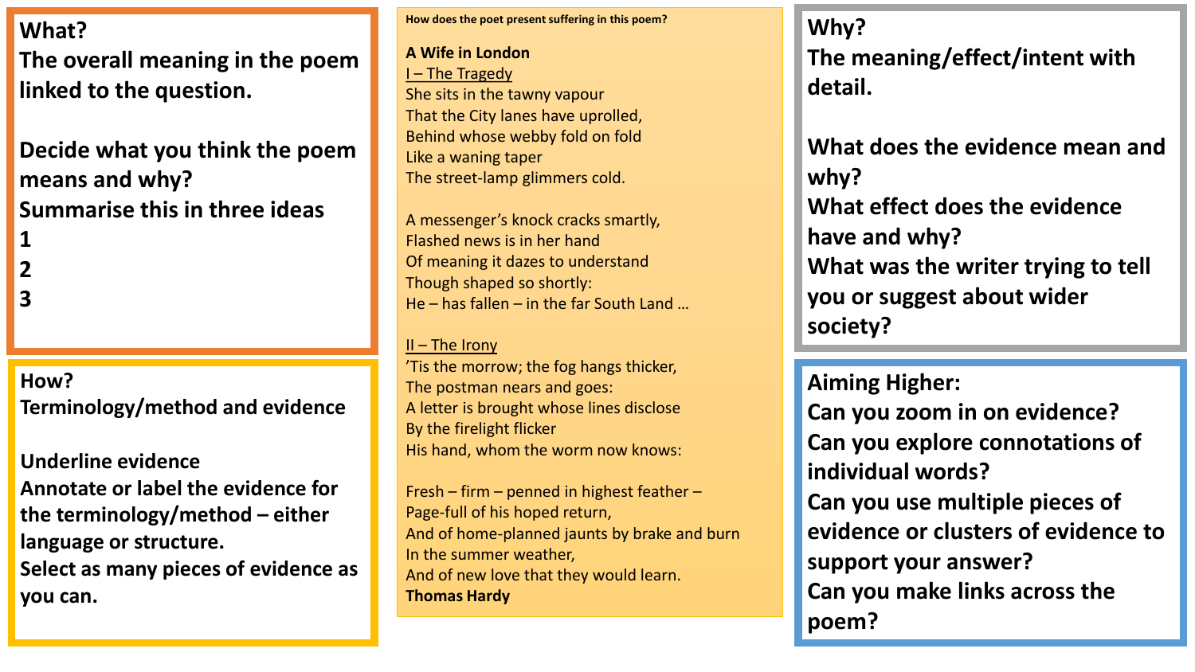**What?**
**The overall meaning in the poem linked to the question.**

**Decide what you think the poem means and why?**
**Summarise this in three ideas**
**1**
**2**
**3**

**How?**
**Terminology/method and evidence**

**Underline evidence**
**Annotate or label the evidence for the terminology/method – either language or structure.**
**Select as many pieces of evidence as you can.**

**How does the poet present suffering in this poem?**

**A Wife in London**

I – The Tragedy

She sits in the tawny vapour
That the City lanes have uprolled,
Behind whose webby fold on fold
Like a waning taper
The street-lamp glimmers cold.

A messenger's knock cracks smartly,
Flashed news is in her hand
Of meaning it dazes to understand
Though shaped so shortly:
He – has fallen – in the far South Land ...

II – The Irony

'Tis the morrow; the fog hangs thicker,
The postman nears and goes:
A letter is brought whose lines disclose
By the firelight flicker
His hand, whom the worm now knows:

Fresh – firm – penned in highest feather –
Page-full of his hoped return,
And of home-planned jaunts by brake and burn
In the summer weather,
And of new love that they would learn.

**Thomas Hardy**

**Why?**
**The meaning/effect/intent with detail.**

**What does the evidence mean and why?**
**What effect does the evidence have and why?**
**What was the writer trying to tell you or suggest about wider society?**

**Aiming Higher:**
**Can you zoom in on evidence?**
**Can you explore connotations of individual words?**
**Can you use multiple pieces of evidence or clusters of evidence to support your answer?**
**Can you make links across the poem?**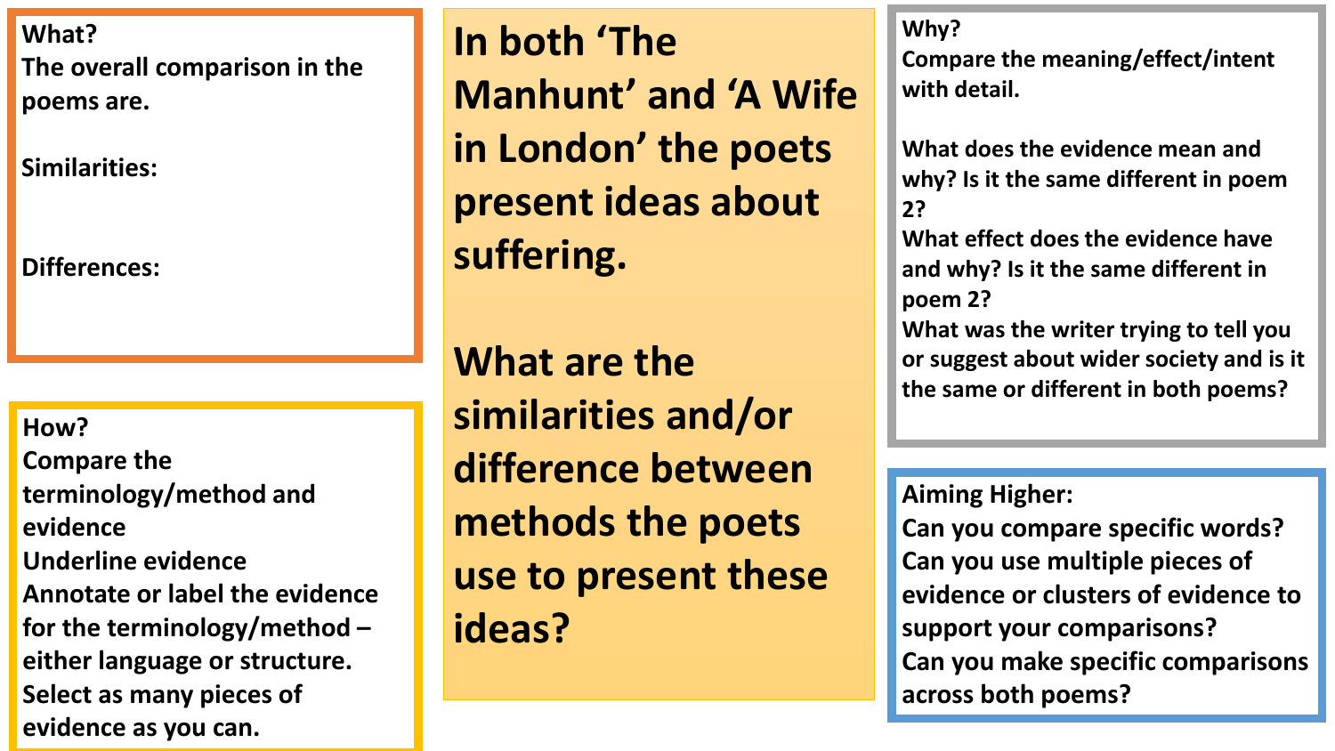**In both 'The Manhunt' and 'A Wife in London' the poets present ideas about suffering.**

**What are the similarities and/or difference between methods the poets use to present these ideas?**

**What?**
The overall comparison in the poems are.

Similarities:

Differences:

**How?**
Compare the terminology/method and evidence
Underline evidence
Annotate or label the evidence for the terminology/method – either language or structure.
Select as many pieces of evidence as you can.

**Why?**
Compare the meaning/effect/intent with detail.

What does the evidence mean and why? Is it the same different in poem 2?
What effect does the evidence have and why? Is it the same different in poem 2?
What was the writer trying to tell you or suggest about wider society and is it the same or different in both poems?

**Aiming Higher:**
Can you compare specific words?
Can you use multiple pieces of evidence or clusters of evidence to support your comparisons?
Can you make specific comparisons across both poems?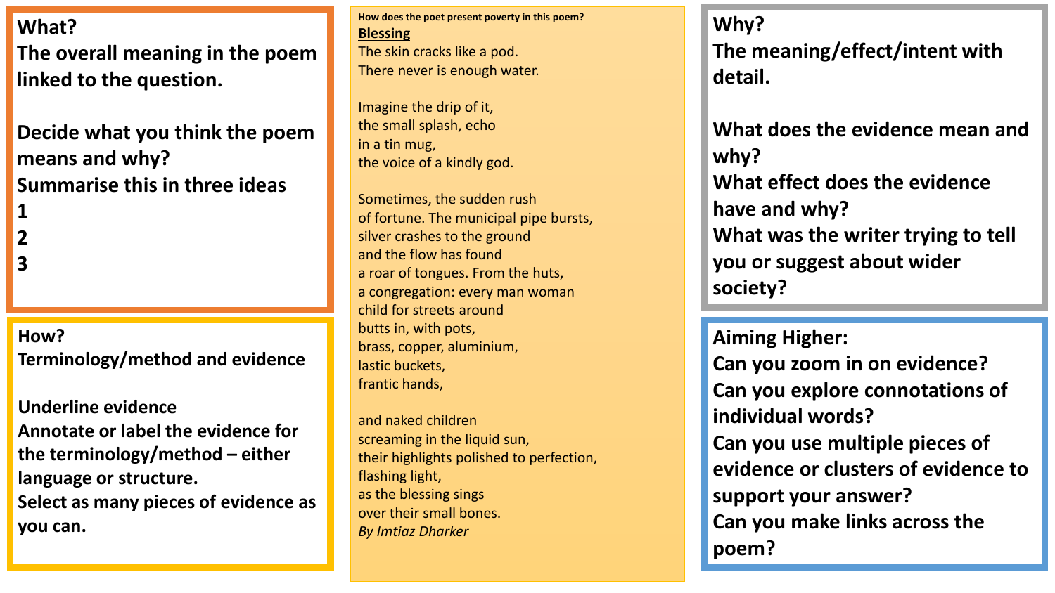**What?**
**The overall meaning in the poem linked to the question.**

**Decide what you think the poem means and why?**
**Summarise this in three ideas**
**1**
**2**
**3**

**How?**
**Terminology/method and evidence**

**Underline evidence**
**Annotate or label the evidence for the terminology/method – either language or structure.**
**Select as many pieces of evidence as you can.**

**How does the poet present poverty in this poem?**

**Blessing**

The skin cracks like a pod.
There never is enough water.

Imagine the drip of it,
the small splash, echo
in a tin mug,
the voice of a kindly god.

Sometimes, the sudden rush
of fortune. The municipal pipe bursts,
silver crashes to the ground
and the flow has found
a roar of tongues. From the huts,
a congregation: every man woman
child for streets around
butts in, with pots,
brass, copper, aluminium,
lastic buckets,
frantic hands,

and naked children
screaming in the liquid sun,
their highlights polished to perfection,
flashing light,
as the blessing sings
over their small bones.

*By Imtiaz Dharker*

**Why?**
**The meaning/effect/intent with detail.**

**What does the evidence mean and why?**
**What effect does the evidence have and why?**
**What was the writer trying to tell you or suggest about wider society?**

**Aiming Higher:**
**Can you zoom in on evidence?**
**Can you explore connotations of individual words?**
**Can you use multiple pieces of evidence or clusters of evidence to support your answer?**
**Can you make links across the poem?**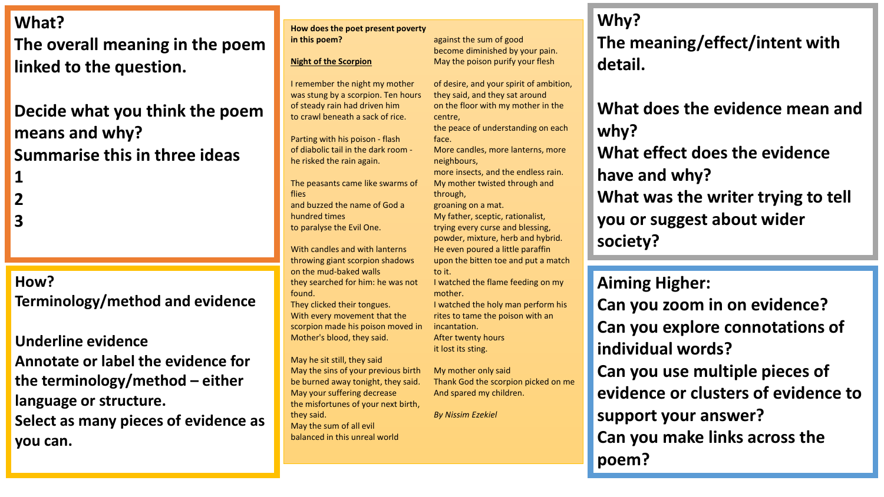## What?

**The overall meaning in the poem linked to the question.**

**Decide what you think the poem means and why?**
**Summarise this in three ideas**

**1**

**2**

**3**

## How?

**Terminology/method and evidence**

**Underline evidence**
**Annotate or label the evidence for the terminology/method – either language or structure.**
**Select as many pieces of evidence as you can.**

**How does the poet present poverty in this poem?**

**Night of the Scorpion**

I remember the night my mother
was stung by a scorpion. Ten hours
of steady rain had driven him
to crawl beneath a sack of rice.

Parting with his poison - flash
of diabolic tail in the dark room -
he risked the rain again.

The peasants came like swarms of flies
and buzzed the name of God a hundred times
to paralyse the Evil One.

With candles and with lanterns
throwing giant scorpion shadows
on the mud-baked walls
they searched for him: he was not found.
They clicked their tongues.
With every movement that the scorpion made his poison moved in Mother's blood, they said.

May he sit still, they said
May the sins of your previous birth
be burned away tonight, they said.
May your suffering decrease
the misfortunes of your next birth, they said.
May the sum of all evil
balanced in this unreal world
against the sum of good
become diminished by your pain.
May the poison purify your flesh

of desire, and your spirit of ambition,
they said, and they sat around
on the floor with my mother in the centre,
the peace of understanding on each face.
More candles, more lanterns, more neighbours,
more insects, and the endless rain.
My mother twisted through and through,
groaning on a mat.
My father, sceptic, rationalist,
trying every curse and blessing,
powder, mixture, herb and hybrid.
He even poured a little paraffin
upon the bitten toe and put a match to it.
I watched the flame feeding on my mother.
I watched the holy man perform his rites to tame the poison with an incantation.
After twenty hours
it lost its sting.

My mother only said
Thank God the scorpion picked on me
And spared my children.

*By Nissim Ezekiel*

## Why?

**The meaning/effect/intent with detail.**

**What does the evidence mean and why?**
**What effect does the evidence have and why?**
**What was the writer trying to tell you or suggest about wider society?**

## Aiming Higher:

**Can you zoom in on evidence?**
**Can you explore connotations of individual words?**
**Can you use multiple pieces of evidence or clusters of evidence to support your answer?**
**Can you make links across the poem?**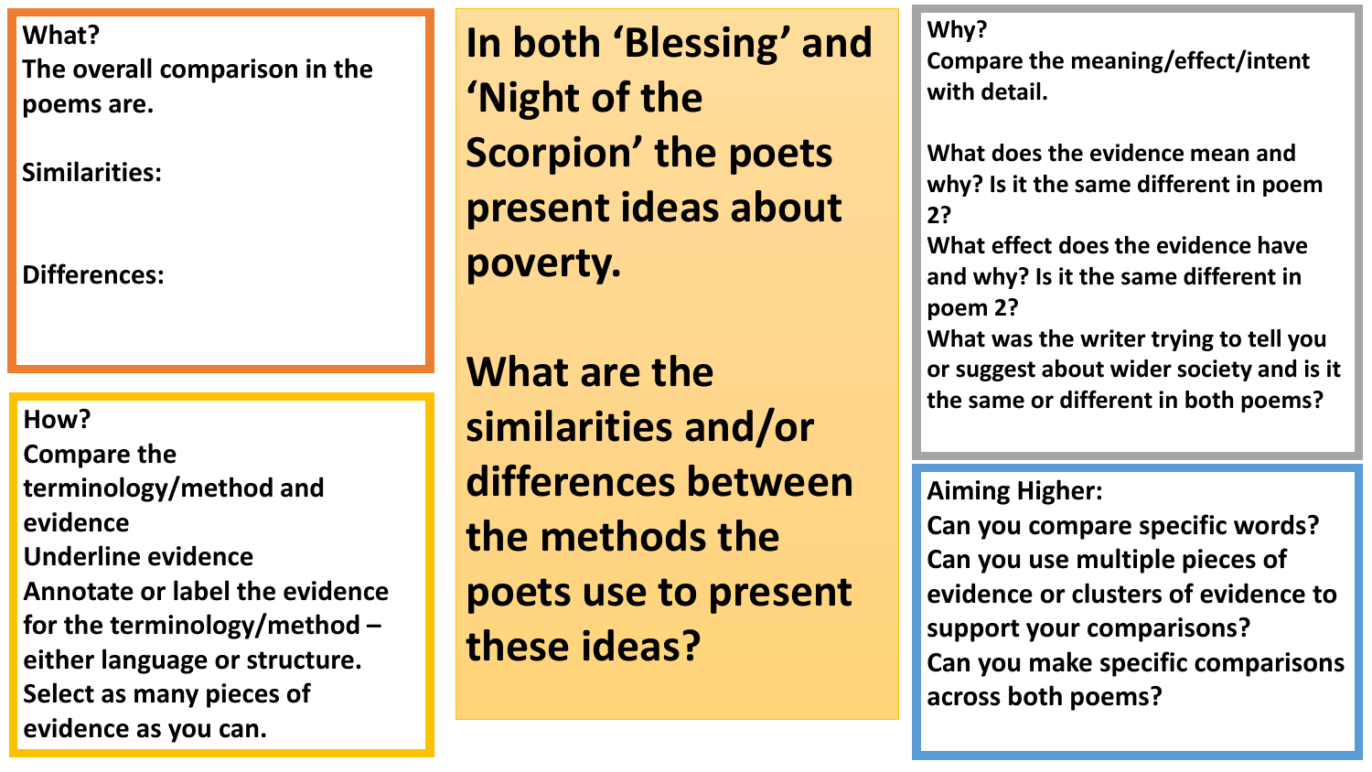**What?**
The overall comparison in the poems are.

Similarities:

Differences:

**How?**
Compare the terminology/method and evidence
Underline evidence
Annotate or label the evidence for the terminology/method – either language or structure.
Select as many pieces of evidence as you can.

# In both 'Blessing' and 'Night of the Scorpion' the poets present ideas about poverty.

# What are the similarities and/or differences between the methods the poets use to present these ideas?

**Why?**
Compare the meaning/effect/intent with detail.

What does the evidence mean and why? Is it the same different in poem 2?
What effect does the evidence have and why? Is it the same different in poem 2?
What was the writer trying to tell you or suggest about wider society and is it the same or different in both poems?

**Aiming Higher:**
Can you compare specific words?
Can you use multiple pieces of evidence or clusters of evidence to support your comparisons?
Can you make specific comparisons across both poems?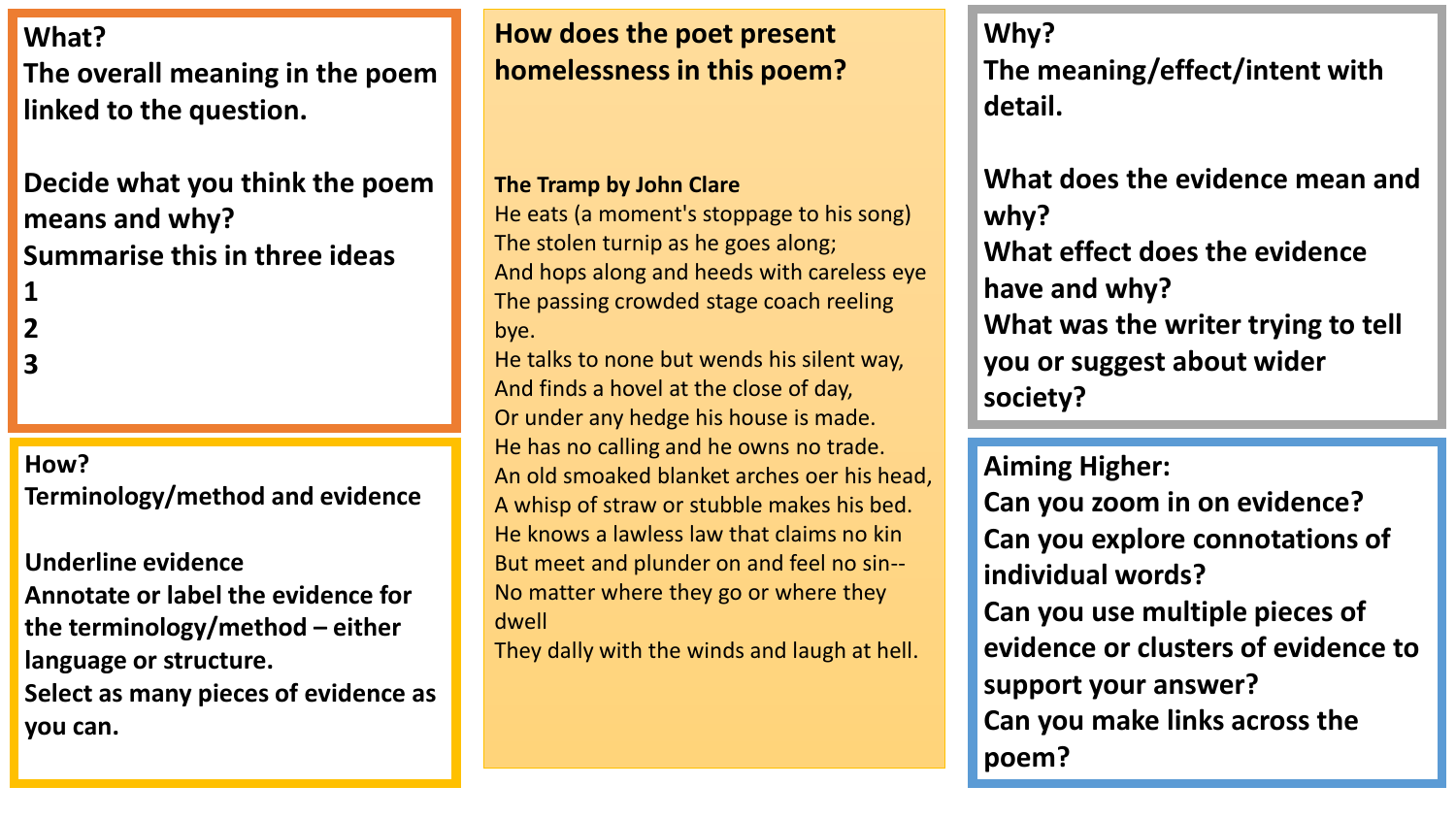## How does the poet present homelessness in this poem?

**The Tramp by John Clare**

He eats (a moment's stoppage to his song)
The stolen turnip as he goes along;
And hops along and heeds with careless eye
The passing crowded stage coach reeling bye.
He talks to none but wends his silent way,
And finds a hovel at the close of day,
Or under any hedge his house is made.
He has no calling and he owns no trade.
An old smoaked blanket arches oer his head,
A whisp of straw or stubble makes his bed.
He knows a lawless law that claims no kin
But meet and plunder on and feel no sin--
No matter where they go or where they dwell
They dally with the winds and laugh at hell.

**What?**
**The overall meaning in the poem linked to the question.**

**Decide what you think the poem means and why?**
**Summarise this in three ideas**
**1**
**2**
**3**

**How?**
**Terminology/method and evidence**

**Underline evidence**
**Annotate or label the evidence for the terminology/method – either language or structure.**
**Select as many pieces of evidence as you can.**

**Why?**
**The meaning/effect/intent with detail.**

**What does the evidence mean and why?**
**What effect does the evidence have and why?**
**What was the writer trying to tell you or suggest about wider society?**

**Aiming Higher:**
**Can you zoom in on evidence?**
**Can you explore connotations of individual words?**
**Can you use multiple pieces of evidence or clusters of evidence to support your answer?**
**Can you make links across the poem?**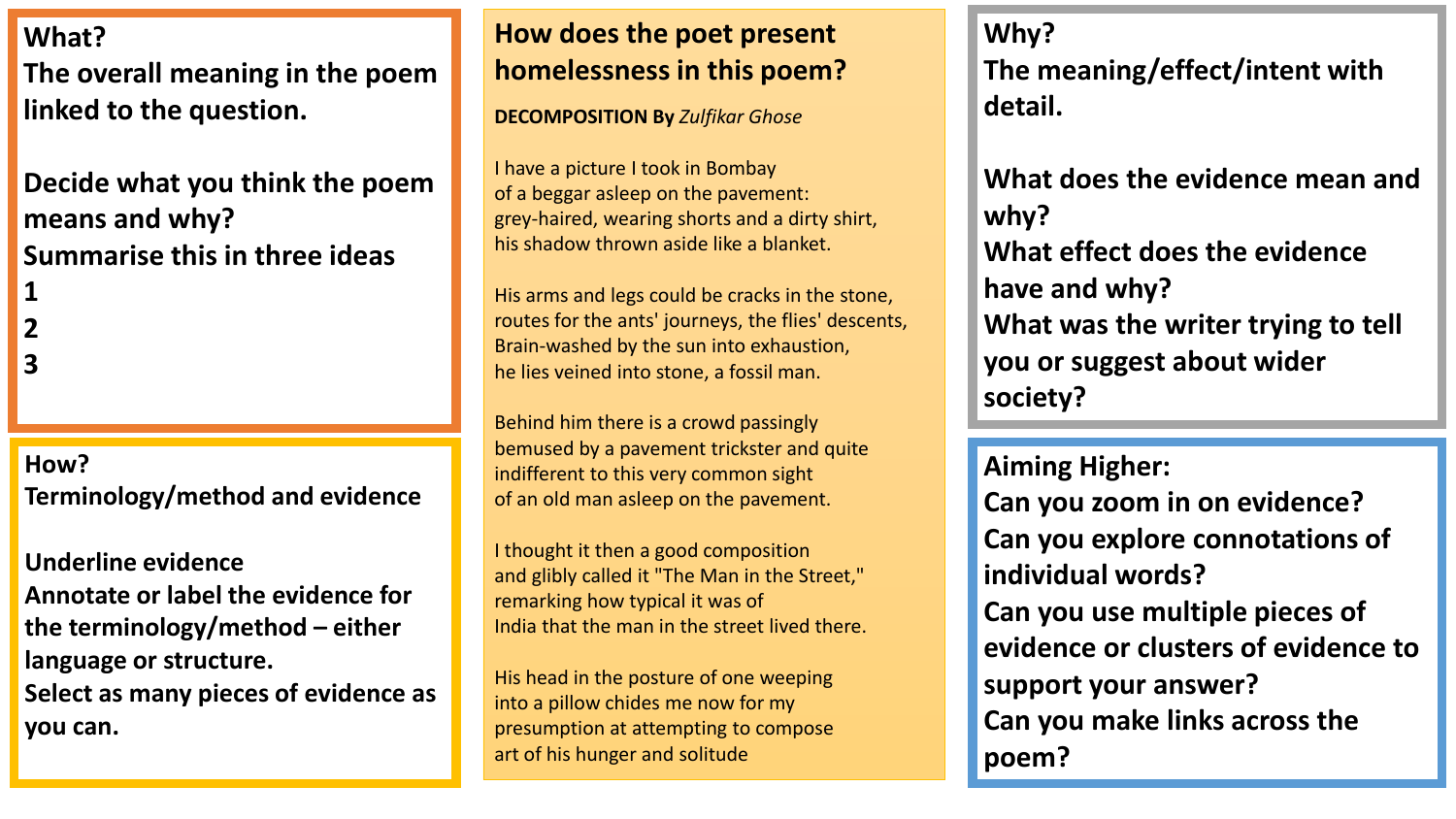**What?**
**The overall meaning in the poem linked to the question.**

**Decide what you think the poem means and why?**
**Summarise this in three ideas**
**1**
**2**
**3**

**How?**
**Terminology/method and evidence**

**Underline evidence**
**Annotate or label the evidence for the terminology/method – either language or structure.**
**Select as many pieces of evidence as you can.**

## How does the poet present homelessness in this poem?

**DECOMPOSITION By** *Zulfikar Ghose*

I have a picture I took in Bombay
of a beggar asleep on the pavement:
grey-haired, wearing shorts and a dirty shirt,
his shadow thrown aside like a blanket.

His arms and legs could be cracks in the stone,
routes for the ants' journeys, the flies' descents,
Brain-washed by the sun into exhaustion,
he lies veined into stone, a fossil man.

Behind him there is a crowd passingly
bemused by a pavement trickster and quite
indifferent to this very common sight
of an old man asleep on the pavement.

I thought it then a good composition
and glibly called it "The Man in the Street,"
remarking how typical it was of
India that the man in the street lived there.

His head in the posture of one weeping
into a pillow chides me now for my
presumption at attempting to compose
art of his hunger and solitude

**Why?**
**The meaning/effect/intent with detail.**

**What does the evidence mean and why?**
**What effect does the evidence have and why?**
**What was the writer trying to tell you or suggest about wider society?**

**Aiming Higher:**
**Can you zoom in on evidence?**
**Can you explore connotations of individual words?**
**Can you use multiple pieces of evidence or clusters of evidence to support your answer?**
**Can you make links across the poem?**